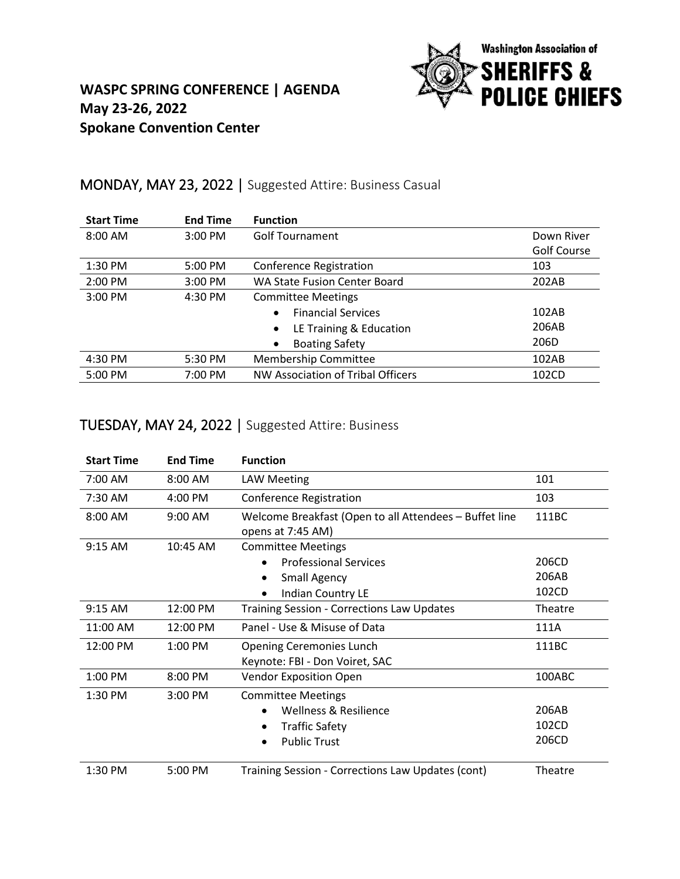# WASPC SPRING CONFERENCE | AGENDA
**May 23-26, 2022**
**Spokane Convention Center**

Washington Association of **SHERIFFS & POLICE CHIEFS**

## MONDAY, MAY 23, 2022 | Suggested Attire: Business Casual

| Start Time | End Time | Function | |
|---|---|---|---|
| 8:00 AM | 3:00 PM | Golf Tournament | Down River Golf Course |
| 1:30 PM | 5:00 PM | Conference Registration | 103 |
| 2:00 PM | 3:00 PM | WA State Fusion Center Board | 202AB |
| 3:00 PM | 4:30 PM | Committee Meetings<br>• Financial Services<br>• LE Training & Education<br>• Boating Safety | <br>102AB<br>206AB<br>206D |
| 4:30 PM | 5:30 PM | Membership Committee | 102AB |
| 5:00 PM | 7:00 PM | NW Association of Tribal Officers | 102CD |

## TUESDAY, MAY 24, 2022 | Suggested Attire: Business

| Start Time | End Time | Function | |
|---|---|---|---|
| 7:00 AM | 8:00 AM | LAW Meeting | 101 |
| 7:30 AM | 4:00 PM | Conference Registration | 103 |
| 8:00 AM | 9:00 AM | Welcome Breakfast (Open to all Attendees – Buffet line opens at 7:45 AM) | 111BC |
| 9:15 AM | 10:45 AM | Committee Meetings<br>• Professional Services<br>• Small Agency<br>• Indian Country LE | <br>206CD<br>206AB<br>102CD |
| 9:15 AM | 12:00 PM | Training Session - Corrections Law Updates | Theatre |
| 11:00 AM | 12:00 PM | Panel - Use & Misuse of Data | 111A |
| 12:00 PM | 1:00 PM | Opening Ceremonies Lunch<br>Keynote: FBI - Don Voiret, SAC | 111BC |
| 1:00 PM | 8:00 PM | Vendor Exposition Open | 100ABC |
| 1:30 PM | 3:00 PM | Committee Meetings<br>• Wellness & Resilience<br>• Traffic Safety<br>• Public Trust | <br>206AB<br>102CD<br>206CD |
| 1:30 PM | 5:00 PM | Training Session - Corrections Law Updates (cont) | Theatre |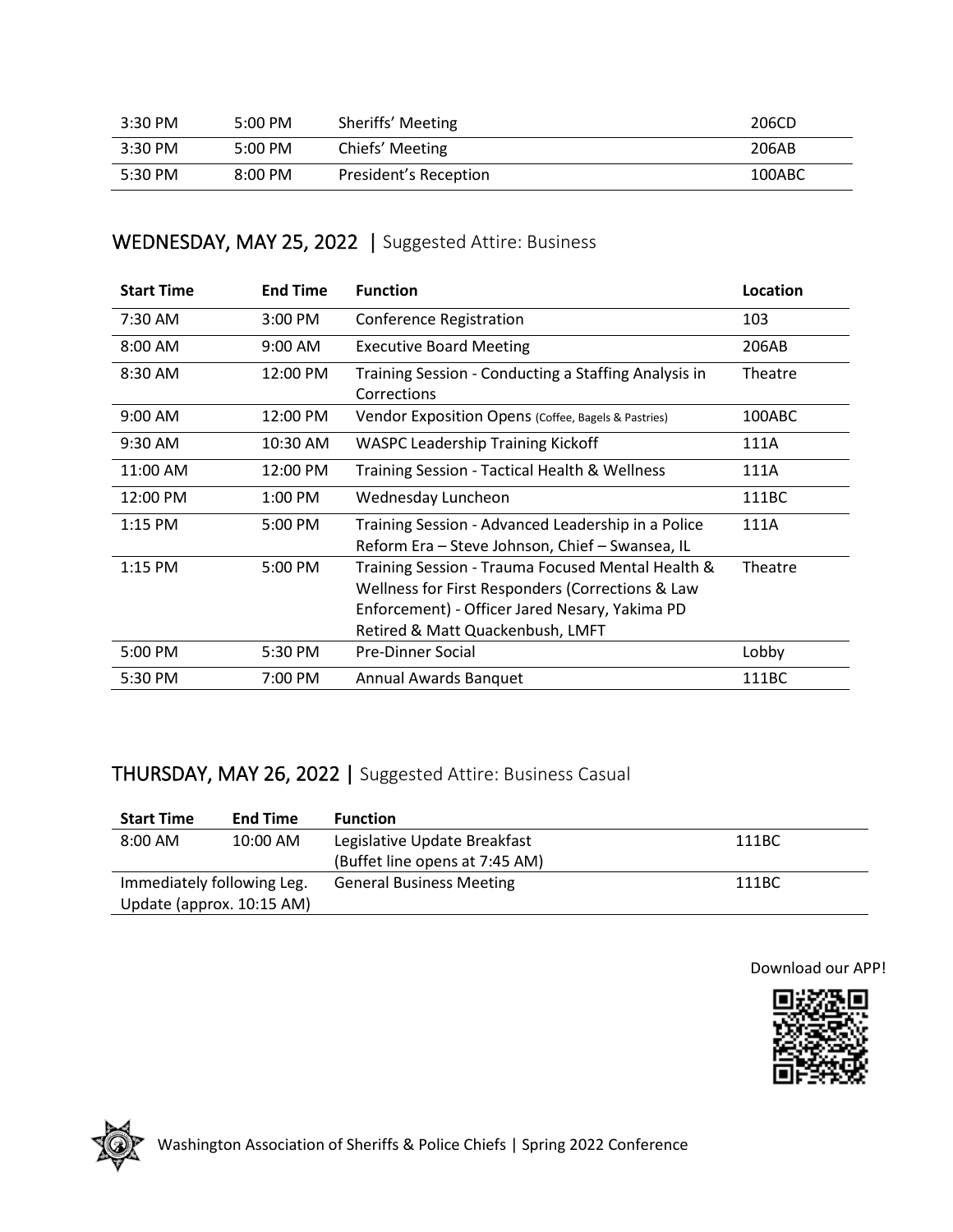| | | | |
|---|---|---|---|
| 3:30 PM | 5:00 PM | Sheriffs' Meeting | 206CD |
| 3:30 PM | 5:00 PM | Chiefs' Meeting | 206AB |
| 5:30 PM | 8:00 PM | President's Reception | 100ABC |

## WEDNESDAY, MAY 25, 2022 | Suggested Attire: Business

| Start Time | End Time | Function | Location |
|---|---|---|---|
| 7:30 AM | 3:00 PM | Conference Registration | 103 |
| 8:00 AM | 9:00 AM | Executive Board Meeting | 206AB |
| 8:30 AM | 12:00 PM | Training Session - Conducting a Staffing Analysis in Corrections | Theatre |
| 9:00 AM | 12:00 PM | Vendor Exposition Opens (Coffee, Bagels & Pastries) | 100ABC |
| 9:30 AM | 10:30 AM | WASPC Leadership Training Kickoff | 111A |
| 11:00 AM | 12:00 PM | Training Session - Tactical Health & Wellness | 111A |
| 12:00 PM | 1:00 PM | Wednesday Luncheon | 111BC |
| 1:15 PM | 5:00 PM | Training Session - Advanced Leadership in a Police Reform Era – Steve Johnson, Chief – Swansea, IL | 111A |
| 1:15 PM | 5:00 PM | Training Session - Trauma Focused Mental Health & Wellness for First Responders (Corrections & Law Enforcement) - Officer Jared Nesary, Yakima PD Retired & Matt Quackenbush, LMFT | Theatre |
| 5:00 PM | 5:30 PM | Pre-Dinner Social | Lobby |
| 5:30 PM | 7:00 PM | Annual Awards Banquet | 111BC |

## THURSDAY, MAY 26, 2022 | Suggested Attire: Business Casual

| Start Time | End Time | Function | |
|---|---|---|---|
| 8:00 AM | 10:00 AM | Legislative Update Breakfast (Buffet line opens at 7:45 AM) | 111BC |
| Immediately following Leg. Update (approx. 10:15 AM) | | General Business Meeting | 111BC |

Download our APP!